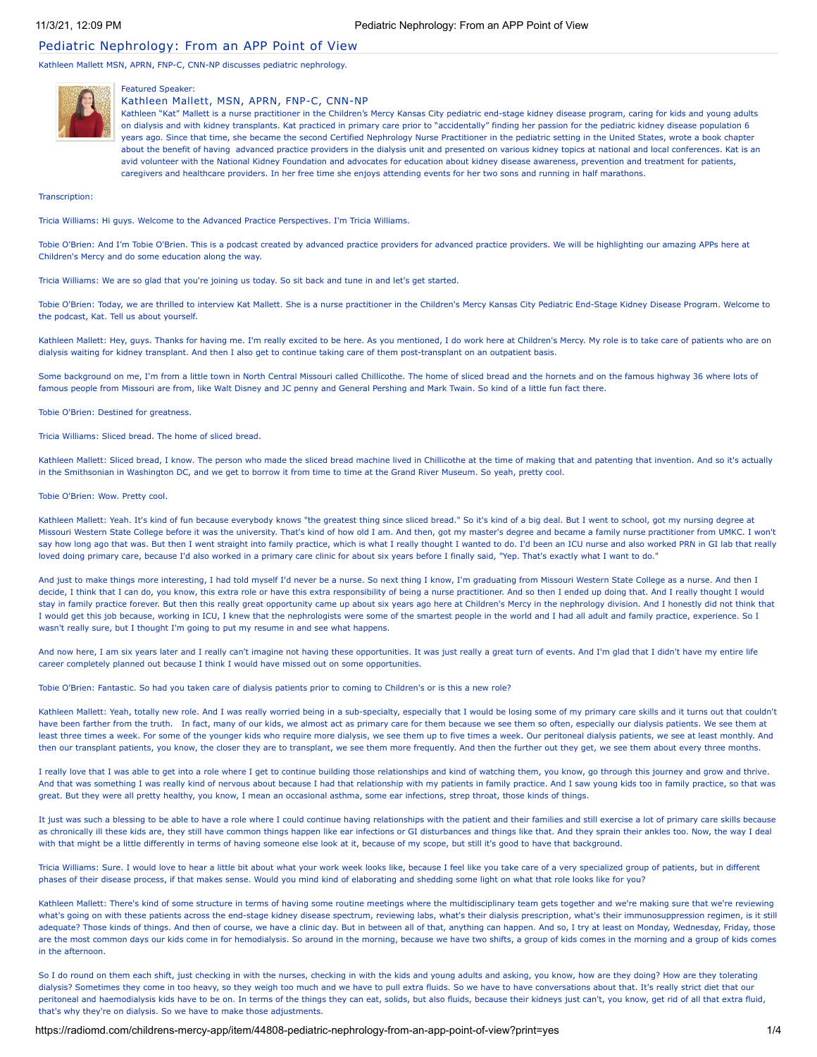# Pediatric Nephrology: From an APP Point of View

Kathleen Mallett MSN, APRN, FNP-C, CNN-NP discusses pediatric nephrology.

Featured Speaker:

## Kathleen Mallett, MSN, APRN, FNP-C, CNN-NP

Kathleen "Kat" Mallett is a nurse practitioner in the Children's Mercy Kansas City pediatric end-stage kidney disease program, caring for kids and young adults on dialysis and with kidney transplants. Kat practiced in primary care prior to "accidentally" finding her passion for the pediatric kidney disease population 6 years ago. Since that time, she became the second Certified Nephrology Nurse Practitioner in the pediatric setting in the United States, wrote a book chapter about the benefit of having advanced practice providers in the dialysis unit and presented on various kidney topics at national and local conferences. Kat is an avid volunteer with the National Kidney Foundation and advocates for education about kidney disease awareness, prevention and treatment for patients, caregivers and healthcare providers. In her free time she enjoys attending events for her two sons and running in half marathons.

Transcription:

Tricia Williams: Hi guys. Welcome to the Advanced Practice Perspectives. I'm Tricia Williams.

Tobie O'Brien: And I'm Tobie O'Brien. This is a podcast created by advanced practice providers for advanced practice providers. We will be highlighting our amazing APPs here at Children's Mercy and do some education along the way.

Tricia Williams: We are so glad that you're joining us today. So sit back and tune in and let's get started.

Tobie O'Brien: Today, we are thrilled to interview Kat Mallett. She is a nurse practitioner in the Children's Mercy Kansas City Pediatric End-Stage Kidney Disease Program. Welcome to the podcast, Kat. Tell us about yourself.

Kathleen Mallett: Hey, guys. Thanks for having me. I'm really excited to be here. As you mentioned, I do work here at Children's Mercy. My role is to take care of patients who are on dialysis waiting for kidney transplant. And then I also get to continue taking care of them post-transplant on an outpatient basis.

Some background on me, I'm from a little town in North Central Missouri called Chillicothe. The home of sliced bread and the hornets and on the famous highway 36 where lots of famous people from Missouri are from, like Walt Disney and JC penny and General Pershing and Mark Twain. So kind of a little fun fact there.

Tobie O'Brien: Destined for greatness.

Tricia Williams: Sliced bread. The home of sliced bread.

Kathleen Mallett: Sliced bread, I know. The person who made the sliced bread machine lived in Chillicothe at the time of making that and patenting that invention. And so it's actually in the Smithsonian in Washington DC, and we get to borrow it from time to time at the Grand River Museum. So yeah, pretty cool.

Tobie O'Brien: Wow. Pretty cool.

Kathleen Mallett: Yeah. It's kind of fun because everybody knows "the greatest thing since sliced bread." So it's kind of a big deal. But I went to school, got my nursing degree at Missouri Western State College before it was the university. That's kind of how old I am. And then, got my master's degree and became a family nurse practitioner from UMKC. I won't say how long ago that was. But then I went straight into family practice, which is what I really thought I wanted to do. I'd been an ICU nurse and also worked PRN in GI lab that really loved doing primary care, because I'd also worked in a primary care clinic for about six years before I finally said, "Yep. That's exactly what I want to do."

And just to make things more interesting, I had told myself I'd never be a nurse. So next thing I know, I'm graduating from Missouri Western State College as a nurse. And then I decide, I think that I can do, you know, this extra role or have this extra responsibility of being a nurse practitioner. And so then I ended up doing that. And I really thought I would stay in family practice forever. But then this really great opportunity came up about six years ago here at Children's Mercy in the nephrology division. And I honestly did not think that I would get this job because, working in ICU, I knew that the nephrologists were some of the smartest people in the world and I had all adult and family practice, experience. So I wasn't really sure, but I thought I'm going to put my resume in and see what happens.

And now here, I am six years later and I really can't imagine not having these opportunities. It was just really a great turn of events. And I'm glad that I didn't have my entire life career completely planned out because I think I would have missed out on some opportunities.

Tobie O'Brien: Fantastic. So had you taken care of dialysis patients prior to coming to Children's or is this a new role?

Kathleen Mallett: Yeah, totally new role. And I was really worried being in a sub-specialty, especially that I would be losing some of my primary care skills and it turns out that couldn't have been farther from the truth. In fact, many of our kids, we almost act as primary care for them because we see them so often, especially our dialysis patients. We see them at least three times a week. For some of the younger kids who require more dialysis, we see them up to five times a week. Our peritoneal dialysis patients, we see at least monthly. And then our transplant patients, you know, the closer they are to transplant, we see them more frequently. And then the further out they get, we see them about every three months.

I really love that I was able to get into a role where I get to continue building those relationships and kind of watching them, you know, go through this journey and grow and thrive. And that was something I was really kind of nervous about because I had that relationship with my patients in family practice. And I saw young kids too in family practice, so that was great. But they were all pretty healthy, you know, I mean an occasional asthma, some ear infections, strep throat, those kinds of things.

It just was such a blessing to be able to have a role where I could continue having relationships with the patient and their families and still exercise a lot of primary care skills because as chronically ill these kids are, they still have common things happen like ear infections or GI disturbances and things like that. And they sprain their ankles too. Now, the way I deal with that might be a little differently in terms of having someone else look at it, because of my scope, but still it's good to have that background.

Tricia Williams: Sure. I would love to hear a little bit about what your work week looks like, because I feel like you take care of a very specialized group of patients, but in different phases of their disease process, if that makes sense. Would you mind kind of elaborating and shedding some light on what that role looks like for you?

Kathleen Mallett: There's kind of some structure in terms of having some routine meetings where the multidisciplinary team gets together and we're making sure that we're reviewing what's going on with these patients across the end-stage kidney disease spectrum, reviewing labs, what's their dialysis prescription, what's their immunosuppression regimen, is it still adequate? Those kinds of things. And then of course, we have a clinic day. But in between all of that, anything can happen. And so, I try at least on Monday, Wednesday, Friday, those are the most common days our kids come in for hemodialysis. So around in the morning, because we have two shifts, a group of kids comes in the morning and a group of kids comes in the afternoon.

So I do round on them each shift, just checking in with the nurses, checking in with the kids and young adults and asking, you know, how are they doing? How are they tolerating dialysis? Sometimes they come in too heavy, so they weigh too much and we have to pull extra fluids. So we have to have conversations about that. It's really strict diet that our peritoneal and haemodialysis kids have to be on. In terms of the things they can eat, solids, but also fluids, because their kidneys just can't, you know, get rid of all that extra fluid, that's why they're on dialysis. So we have to make those adjustments.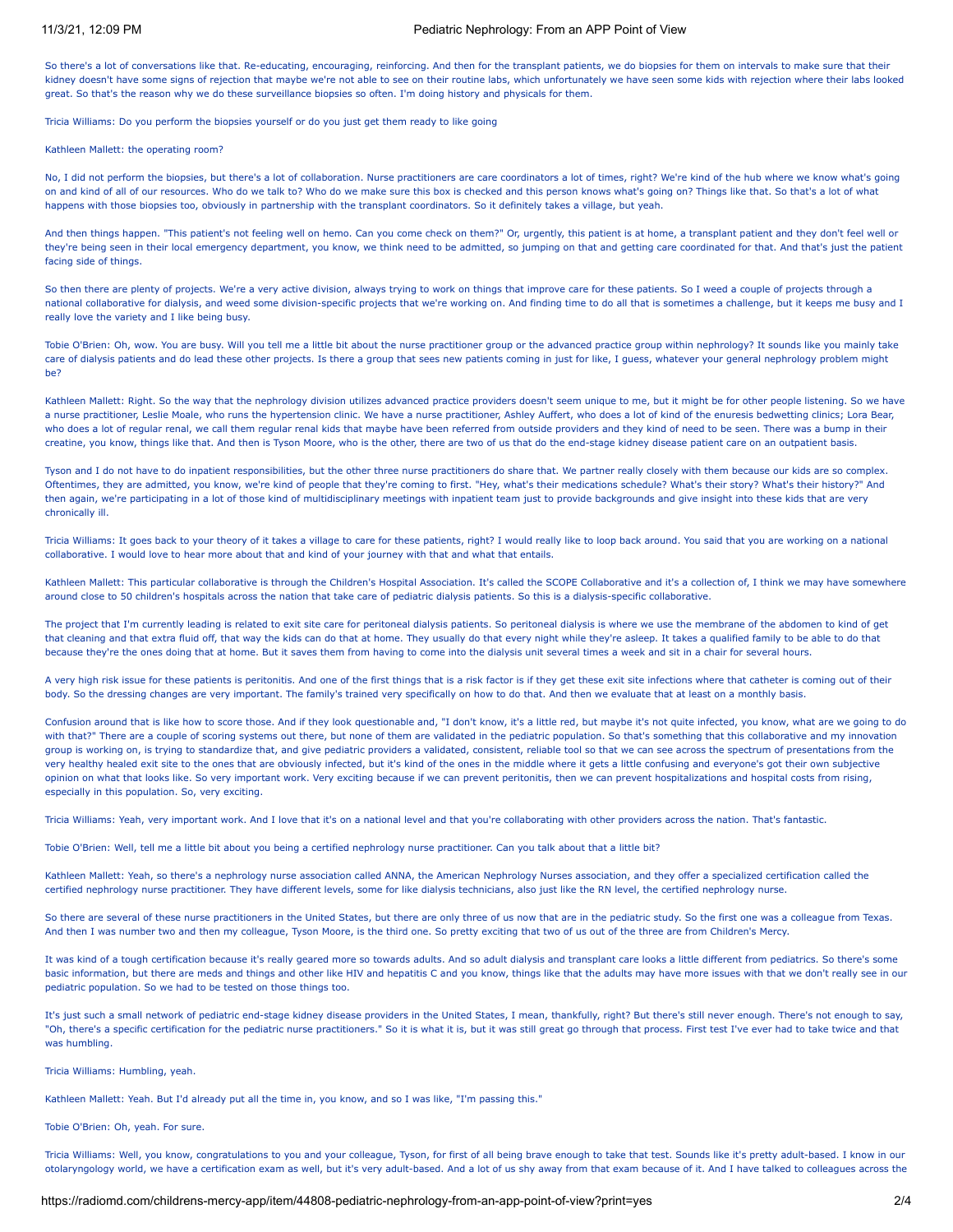So there's a lot of conversations like that. Re-educating, encouraging, reinforcing. And then for the transplant patients, we do biopsies for them on intervals to make sure that their kidney doesn't have some signs of rejection that maybe we're not able to see on their routine labs, which unfortunately we have seen some kids with rejection where their labs looked great. So that's the reason why we do these surveillance biopsies so often. I'm doing history and physicals for them.

Tricia Williams: Do you perform the biopsies yourself or do you just get them ready to like going

Kathleen Mallett: the operating room?

No, I did not perform the biopsies, but there's a lot of collaboration. Nurse practitioners are care coordinators a lot of times, right? We're kind of the hub where we know what's going on and kind of all of our resources. Who do we talk to? Who do we make sure this box is checked and this person knows what's going on? Things like that. So that's a lot of what happens with those biopsies too, obviously in partnership with the transplant coordinators. So it definitely takes a village, but yeah.

And then things happen. "This patient's not feeling well on hemo. Can you come check on them?" Or, urgently, this patient is at home, a transplant patient and they don't feel well or they're being seen in their local emergency department, you know, we think need to be admitted, so jumping on that and getting care coordinated for that. And that's just the patient facing side of things.

So then there are plenty of projects. We're a very active division, always trying to work on things that improve care for these patients. So I weed a couple of projects through a national collaborative for dialysis, and weed some division-specific projects that we're working on. And finding time to do all that is sometimes a challenge, but it keeps me busy and I really love the variety and I like being busy.

Tobie O'Brien: Oh, wow. You are busy. Will you tell me a little bit about the nurse practitioner group or the advanced practice group within nephrology? It sounds like you mainly take care of dialysis patients and do lead these other projects. Is there a group that sees new patients coming in just for like, I guess, whatever your general nephrology problem might be?

Kathleen Mallett: Right. So the way that the nephrology division utilizes advanced practice providers doesn't seem unique to me, but it might be for other people listening. So we have a nurse practitioner, Leslie Moale, who runs the hypertension clinic. We have a nurse practitioner, Ashley Auffert, who does a lot of kind of the enuresis bedwetting clinics; Lora Bear, who does a lot of regular renal, we call them regular renal kids that maybe have been referred from outside providers and they kind of need to be seen. There was a bump in their creatine, you know, things like that. And then is Tyson Moore, who is the other, there are two of us that do the end-stage kidney disease patient care on an outpatient basis.

Tyson and I do not have to do inpatient responsibilities, but the other three nurse practitioners do share that. We partner really closely with them because our kids are so complex. Oftentimes, they are admitted, you know, we're kind of people that they're coming to first. "Hey, what's their medications schedule? What's their story? What's their history?" And then again, we're participating in a lot of those kind of multidisciplinary meetings with inpatient team just to provide backgrounds and give insight into these kids that are very chronically ill.

Tricia Williams: It goes back to your theory of it takes a village to care for these patients, right? I would really like to loop back around. You said that you are working on a national collaborative. I would love to hear more about that and kind of your journey with that and what that entails.

Kathleen Mallett: This particular collaborative is through the Children's Hospital Association. It's called the SCOPE Collaborative and it's a collection of, I think we may have somewhere around close to 50 children's hospitals across the nation that take care of pediatric dialysis patients. So this is a dialysis-specific collaborative.

The project that I'm currently leading is related to exit site care for peritoneal dialysis patients. So peritoneal dialysis is where we use the membrane of the abdomen to kind of get that cleaning and that extra fluid off, that way the kids can do that at home. They usually do that every night while they're asleep. It takes a qualified family to be able to do that because they're the ones doing that at home. But it saves them from having to come into the dialysis unit several times a week and sit in a chair for several hours.

A very high risk issue for these patients is peritonitis. And one of the first things that is a risk factor is if they get these exit site infections where that catheter is coming out of their body. So the dressing changes are very important. The family's trained very specifically on how to do that. And then we evaluate that at least on a monthly basis.

Confusion around that is like how to score those. And if they look questionable and, "I don't know, it's a little red, but maybe it's not quite infected, you know, what are we going to do with that?" There are a couple of scoring systems out there, but none of them are validated in the pediatric population. So that's something that this collaborative and my innovation group is working on, is trying to standardize that, and give pediatric providers a validated, consistent, reliable tool so that we can see across the spectrum of presentations from the very healthy healed exit site to the ones that are obviously infected, but it's kind of the ones in the middle where it gets a little confusing and everyone's got their own subjective opinion on what that looks like. So very important work. Very exciting because if we can prevent peritonitis, then we can prevent hospitalizations and hospital costs from rising, especially in this population. So, very exciting.

Tricia Williams: Yeah, very important work. And I love that it's on a national level and that you're collaborating with other providers across the nation. That's fantastic.

Tobie O'Brien: Well, tell me a little bit about you being a certified nephrology nurse practitioner. Can you talk about that a little bit?

Kathleen Mallett: Yeah, so there's a nephrology nurse association called ANNA, the American Nephrology Nurses association, and they offer a specialized certification called the certified nephrology nurse practitioner. They have different levels, some for like dialysis technicians, also just like the RN level, the certified nephrology nurse.

So there are several of these nurse practitioners in the United States, but there are only three of us now that are in the pediatric study. So the first one was a colleague from Texas. And then I was number two and then my colleague, Tyson Moore, is the third one. So pretty exciting that two of us out of the three are from Children's Mercy.

It was kind of a tough certification because it's really geared more so towards adults. And so adult dialysis and transplant care looks a little different from pediatrics. So there's some basic information, but there are meds and things and other like HIV and hepatitis C and you know, things like that the adults may have more issues with that we don't really see in our pediatric population. So we had to be tested on those things too.

It's just such a small network of pediatric end-stage kidney disease providers in the United States, I mean, thankfully, right? But there's still never enough. There's not enough to say, "Oh, there's a specific certification for the pediatric nurse practitioners." So it is what it is, but it was still great go through that process. First test I've ever had to take twice and that was humbling.

Tricia Williams: Humbling, yeah.

Kathleen Mallett: Yeah. But I'd already put all the time in, you know, and so I was like, "I'm passing this."

Tobie O'Brien: Oh, yeah. For sure.

Tricia Williams: Well, you know, congratulations to you and your colleague, Tyson, for first of all being brave enough to take that test. Sounds like it's pretty adult-based. I know in our otolaryngology world, we have a certification exam as well, but it's very adult-based. And a lot of us shy away from that exam because of it. And I have talked to colleagues across the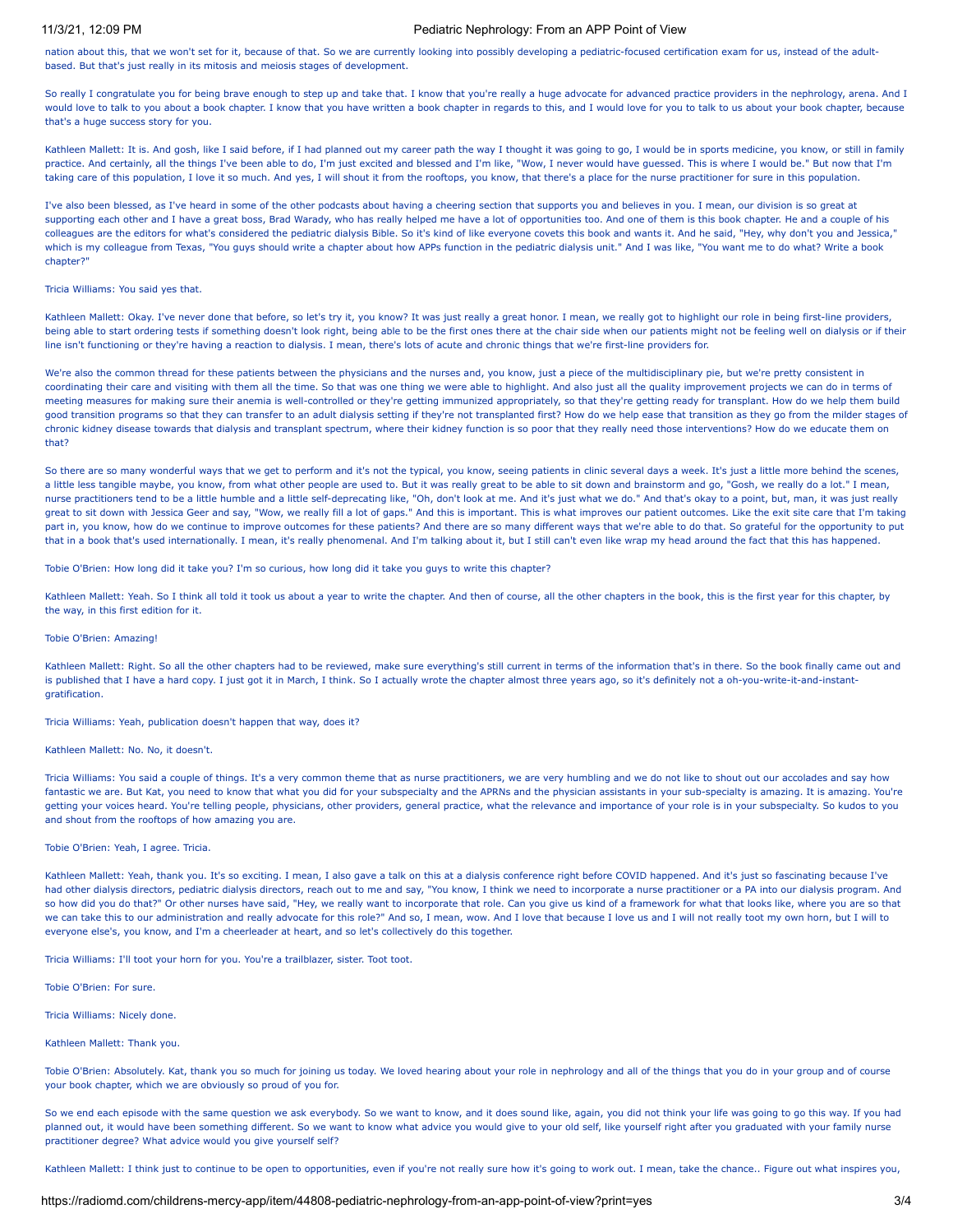nation about this, that we won't set for it, because of that. So we are currently looking into possibly developing a pediatric-focused certification exam for us, instead of the adult-based. But that's just really in its mitosis and meiosis stages of development.

So really I congratulate you for being brave enough to step up and take that. I know that you're really a huge advocate for advanced practice providers in the nephrology, arena. And I would love to talk to you about a book chapter. I know that you have written a book chapter in regards to this, and I would love for you to talk to us about your book chapter, because that's a huge success story for you.

Kathleen Mallett: It is. And gosh, like I said before, if I had planned out my career path the way I thought it was going to go, I would be in sports medicine, you know, or still in family practice. And certainly, all the things I've been able to do, I'm just excited and blessed and I'm like, "Wow, I never would have guessed. This is where I would be." But now that I'm taking care of this population, I love it so much. And yes, I will shout it from the rooftops, you know, that there's a place for the nurse practitioner for sure in this population.

I've also been blessed, as I've heard in some of the other podcasts about having a cheering section that supports you and believes in you. I mean, our division is so great at supporting each other and I have a great boss, Brad Warady, who has really helped me have a lot of opportunities too. And one of them is this book chapter. He and a couple of his colleagues are the editors for what's considered the pediatric dialysis Bible. So it's kind of like everyone covets this book and wants it. And he said, "Hey, why don't you and Jessica," which is my colleague from Texas, "You guys should write a chapter about how APPs function in the pediatric dialysis unit." And I was like, "You want me to do what? Write a book chapter?"

Tricia Williams: You said yes that.

Kathleen Mallett: Okay. I've never done that before, so let's try it, you know? It was just really a great honor. I mean, we really got to highlight our role in being first-line providers, being able to start ordering tests if something doesn't look right, being able to be the first ones there at the chair side when our patients might not be feeling well on dialysis or if their line isn't functioning or they're having a reaction to dialysis. I mean, there's lots of acute and chronic things that we're first-line providers for.

We're also the common thread for these patients between the physicians and the nurses and, you know, just a piece of the multidisciplinary pie, but we're pretty consistent in coordinating their care and visiting with them all the time. So that was one thing we were able to highlight. And also just all the quality improvement projects we can do in terms of meeting measures for making sure their anemia is well-controlled or they're getting immunized appropriately, so that they're getting ready for transplant. How do we help them build good transition programs so that they can transfer to an adult dialysis setting if they're not transplanted first? How do we help ease that transition as they go from the milder stages of chronic kidney disease towards that dialysis and transplant spectrum, where their kidney function is so poor that they really need those interventions? How do we educate them on that?

So there are so many wonderful ways that we get to perform and it's not the typical, you know, seeing patients in clinic several days a week. It's just a little more behind the scenes, a little less tangible maybe, you know, from what other people are used to. But it was really great to be able to sit down and brainstorm and go, "Gosh, we really do a lot." I mean, nurse practitioners tend to be a little humble and a little self-deprecating like, "Oh, don't look at me. And it's just what we do." And that's okay to a point, but, man, it was just really great to sit down with Jessica Geer and say, "Wow, we really fill a lot of gaps." And this is important. This is what improves our patient outcomes. Like the exit site care that I'm taking part in, you know, how do we continue to improve outcomes for these patients? And there are so many different ways that we're able to do that. So grateful for the opportunity to put that in a book that's used internationally. I mean, it's really phenomenal. And I'm talking about it, but I still can't even like wrap my head around the fact that this has happened.

Tobie O'Brien: How long did it take you? I'm so curious, how long did it take you guys to write this chapter?

Kathleen Mallett: Yeah. So I think all told it took us about a year to write the chapter. And then of course, all the other chapters in the book, this is the first year for this chapter, by the way, in this first edition for it.

Tobie O'Brien: Amazing!

Kathleen Mallett: Right. So all the other chapters had to be reviewed, make sure everything's still current in terms of the information that's in there. So the book finally came out and is published that I have a hard copy. I just got it in March, I think. So I actually wrote the chapter almost three years ago, so it's definitely not a oh-you-write-it-and-instant-gratification.

Tricia Williams: Yeah, publication doesn't happen that way, does it?

Kathleen Mallett: No. No, it doesn't.

Tricia Williams: You said a couple of things. It's a very common theme that as nurse practitioners, we are very humbling and we do not like to shout out our accolades and say how fantastic we are. But Kat, you need to know that what you did for your subspecialty and the APRNs and the physician assistants in your sub-specialty is amazing. It is amazing. You're getting your voices heard. You're telling people, physicians, other providers, general practice, what the relevance and importance of your role is in your subspecialty. So kudos to you and shout from the rooftops of how amazing you are.

Tobie O'Brien: Yeah, I agree. Tricia.

Kathleen Mallett: Yeah, thank you. It's so exciting. I mean, I also gave a talk on this at a dialysis conference right before COVID happened. And it's just so fascinating because I've had other dialysis directors, pediatric dialysis directors, reach out to me and say, "You know, I think we need to incorporate a nurse practitioner or a PA into our dialysis program. And so how did you do that?" Or other nurses have said, "Hey, we really want to incorporate that role. Can you give us kind of a framework for what that looks like, where you are so that we can take this to our administration and really advocate for this role?" And so, I mean, wow. And I love that because I love us and I will not really toot my own horn, but I will to everyone else's, you know, and I'm a cheerleader at heart, and so let's collectively do this together.

Tricia Williams: I'll toot your horn for you. You're a trailblazer, sister. Toot toot.

Tobie O'Brien: For sure.

Tricia Williams: Nicely done.

Kathleen Mallett: Thank you.

Tobie O'Brien: Absolutely. Kat, thank you so much for joining us today. We loved hearing about your role in nephrology and all of the things that you do in your group and of course your book chapter, which we are obviously so proud of you for.

So we end each episode with the same question we ask everybody. So we want to know, and it does sound like, again, you did not think your life was going to go this way. If you had planned out, it would have been something different. So we want to know what advice you would give to your old self, like yourself right after you graduated with your family nurse practitioner degree? What advice would you give yourself self?

Kathleen Mallett: I think just to continue to be open to opportunities, even if you're not really sure how it's going to work out. I mean, take the chance.. Figure out what inspires you,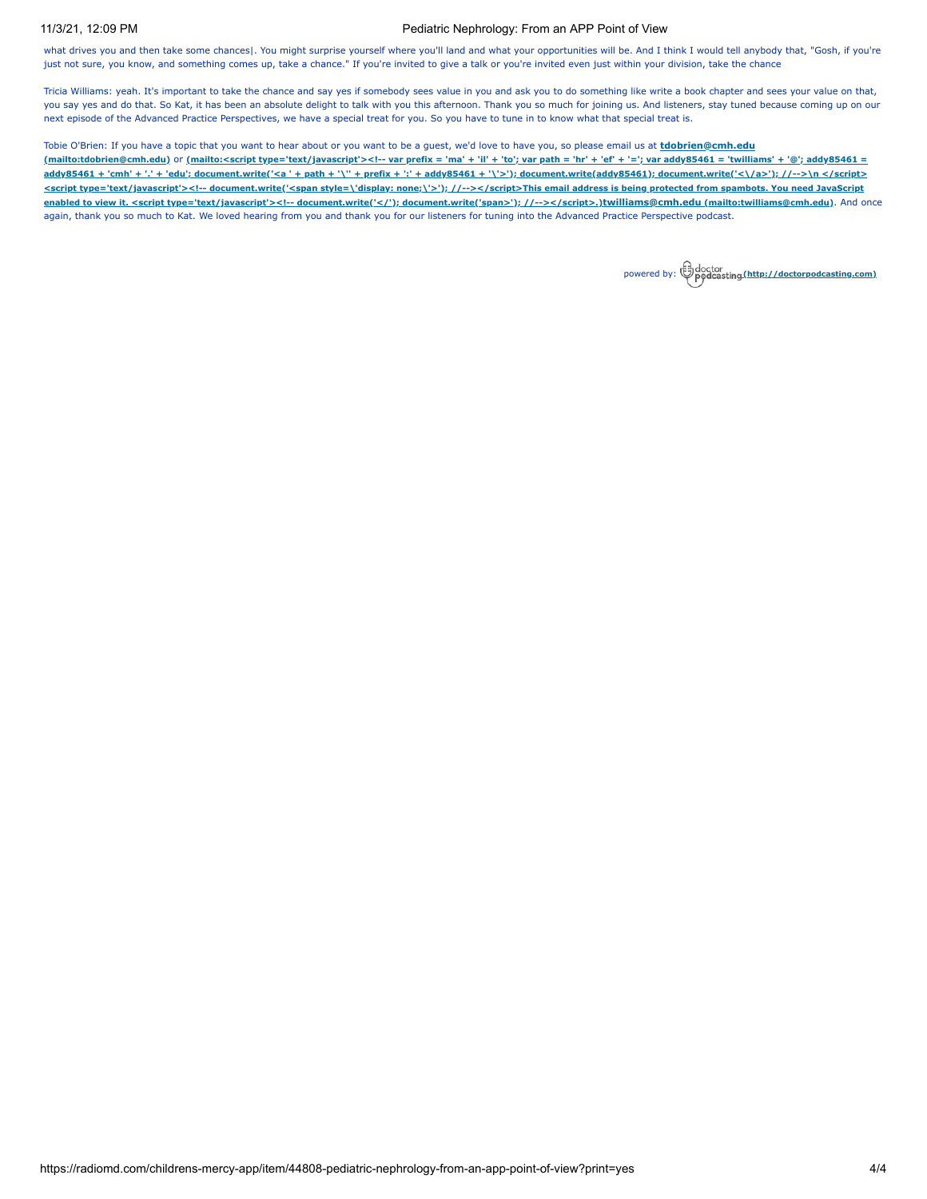what drives you and then take some chances|. You might surprise yourself where you'll land and what your opportunities will be. And I think I would tell anybody that, "Gosh, if you're just not sure, you know, and something comes up, take a chance." If you're invited to give a talk or you're invited even just within your division, take the chance

Tricia Williams: yeah. It's important to take the chance and say yes if somebody sees value in you and ask you to do something like write a book chapter and sees your value on that, you say yes and do that. So Kat, it has been an absolute delight to talk with you this afternoon. Thank you so much for joining us. And listeners, stay tuned because coming up on our next episode of the Advanced Practice Perspectives, we have a special treat for you. So you have to tune in to know what that special treat is.

Tobie O'Brien: If you have a topic that you want to hear about or you want to be a guest, we'd love to have you, so please email us at **tdobrien@cmh.edu (mailto:tdobrien@cmh.edu)** or **(mailto:<script type='text/javascript'><!-- var prefix = 'ma' + 'il' + 'to'; var path = 'hr' + 'ef' + '='; var addy85461 = 'twilliams' + '@'; addy85461 = addy85461 + 'cmh' + '.' + 'edu'; document.write('<a ' + path + '\'' + prefix + ':' + addy85461 + '\'>'); document.write(addy85461); document.write('<\/a>'); //-->\n </script><script type='text/javascript'><!-- document.write('<span style=\'display: none;\'>'); //--></script>This email address is being protected from spambots. You need JavaScript enabled to view it. <script type='text/javascript'><!-- document.write('</'); document.write('span>'); //--></script>.)twilliams@cmh.edu (mailto:twilliams@cmh.edu)**. And once again, thank you so much to Kat. We loved hearing from you and thank you for our listeners for tuning into the Advanced Practice Perspective podcast.

powered by: doctor podcasting (http://doctorpodcasting.com)